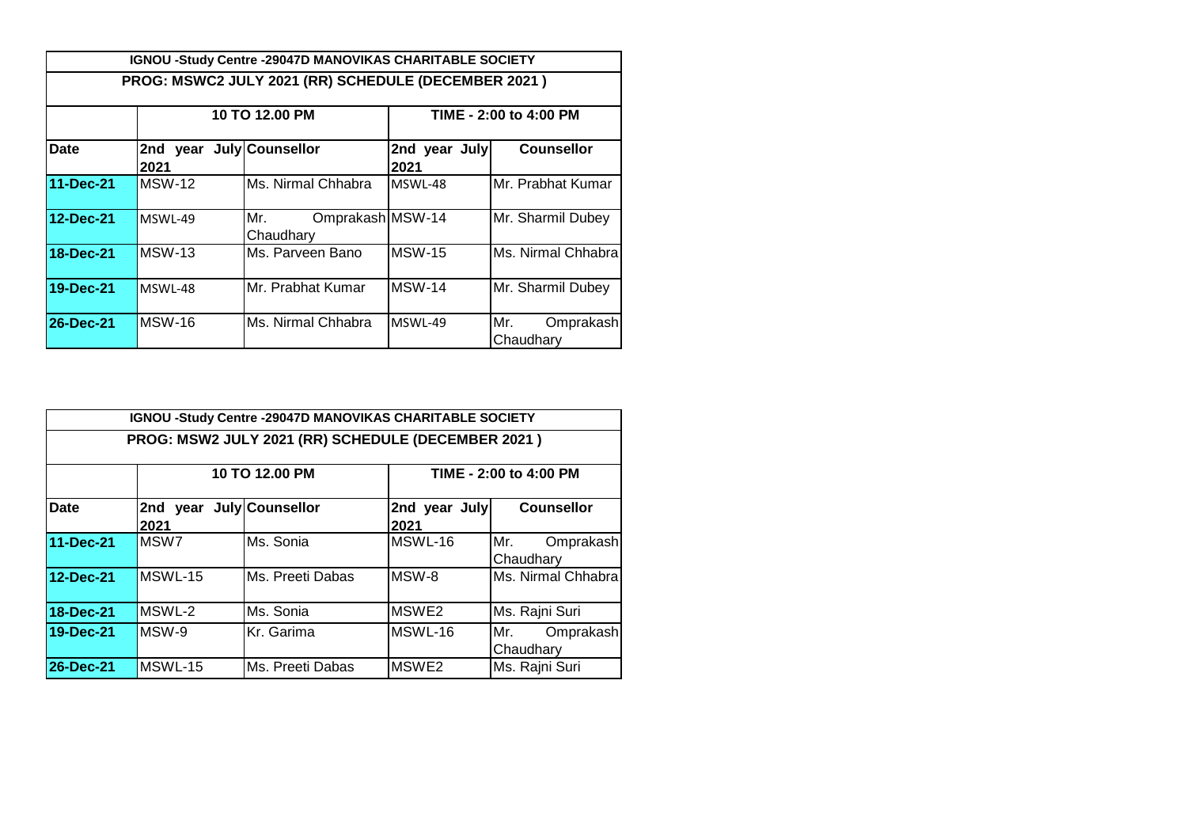| IGNOU -Study Centre -29047D MANOVIKAS CHARITABLE SOCIETY | | | | |
|---|---|---|---|---|
| **PROG: MSWC2 JULY 2021 (RR) SCHEDULE (DECEMBER 2021 )** | | | | |
| | **10 TO 12.00 PM** | | **TIME - 2:00 to 4:00 PM** | |
| **Date** | **2nd year July 2021** | **Counsellor** | **2nd year July 2021** | **Counsellor** |
| **11-Dec-21** | MSW-12 | Ms. Nirmal Chhabra | MSWL-48 | Mr. Prabhat Kumar |
| **12-Dec-21** | MSWL-49 | Mr. Omprakash Chaudhary | MSW-14 | Mr. Sharmil Dubey |
| **18-Dec-21** | MSW-13 | Ms. Parveen Bano | MSW-15 | Ms. Nirmal Chhabra |
| **19-Dec-21** | MSWL-48 | Mr. Prabhat Kumar | MSW-14 | Mr. Sharmil Dubey |
| **26-Dec-21** | MSW-16 | Ms. Nirmal Chhabra | MSWL-49 | Mr. Omprakash Chaudhary |

| IGNOU -Study Centre -29047D MANOVIKAS CHARITABLE SOCIETY | | | | |
|---|---|---|---|---|
| **PROG: MSW2 JULY 2021 (RR) SCHEDULE (DECEMBER 2021 )** | | | | |
| | **10 TO 12.00 PM** | | **TIME - 2:00 to 4:00 PM** | |
| **Date** | **2nd year July 2021** | **Counsellor** | **2nd year July 2021** | **Counsellor** |
| **11-Dec-21** | MSW7 | Ms. Sonia | MSWL-16 | Mr. Omprakash Chaudhary |
| **12-Dec-21** | MSWL-15 | Ms. Preeti Dabas | MSW-8 | Ms. Nirmal Chhabra |
| **18-Dec-21** | MSWL-2 | Ms. Sonia | MSWE2 | Ms. Rajni Suri |
| **19-Dec-21** | MSW-9 | Kr. Garima | MSWL-16 | Mr. Omprakash Chaudhary |
| **26-Dec-21** | MSWL-15 | Ms. Preeti Dabas | MSWE2 | Ms. Rajni Suri |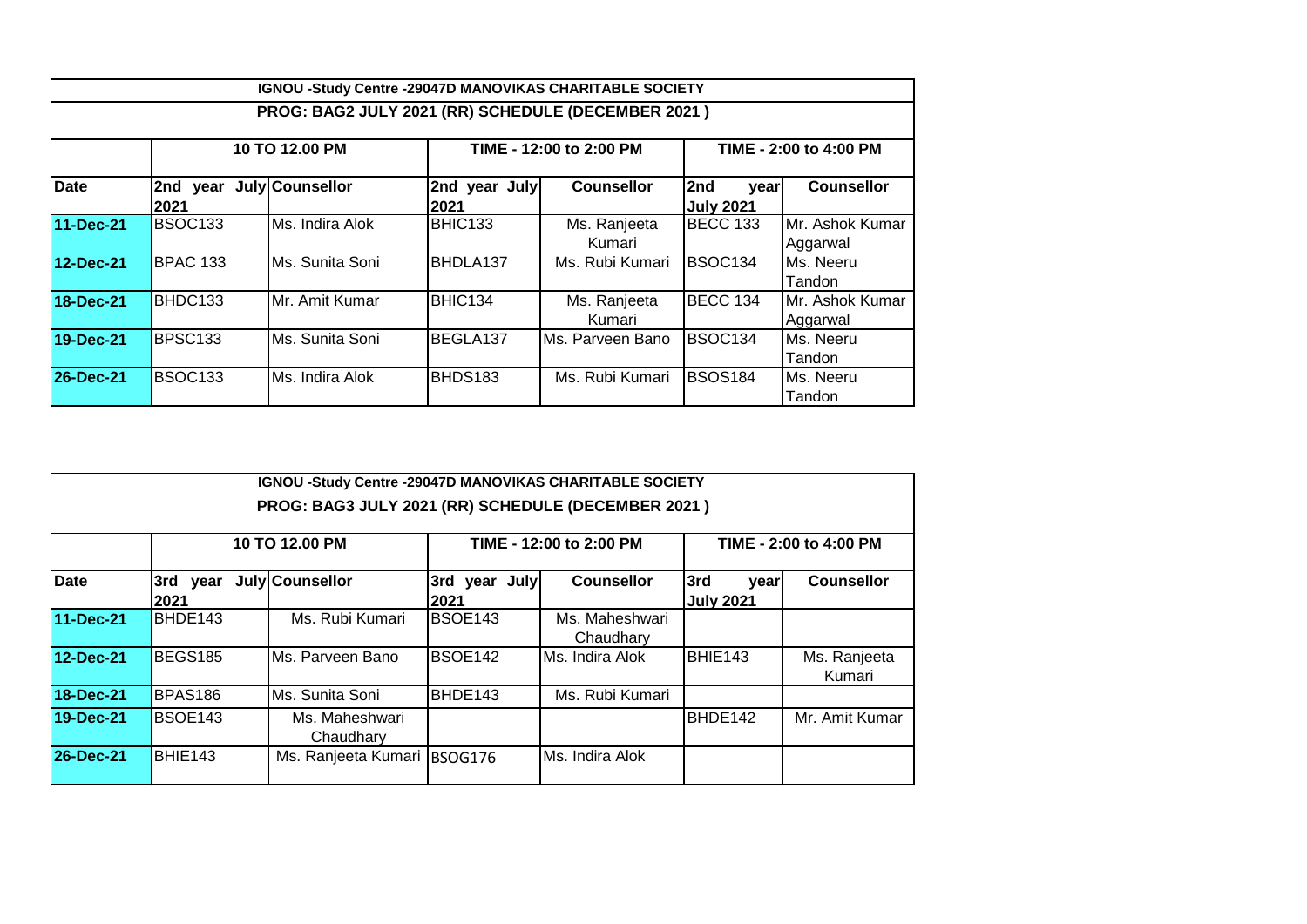| IGNOU -Study Centre -29047D MANOVIKAS CHARITABLE SOCIETY | | | | | | |
|---|---|---|---|---|---|---|
| PROG: BAG2 JULY 2021 (RR) SCHEDULE (DECEMBER 2021 ) | | | | | | |
| | 10 TO 12.00 PM | | TIME - 12:00 to 2:00 PM | | TIME - 2:00 to 4:00 PM | |
| Date | 2nd year July 2021 | Counsellor | 2nd year July 2021 | Counsellor | 2nd year July 2021 | Counsellor |
| 11-Dec-21 | BSOC133 | Ms. Indira Alok | BHIC133 | Ms. Ranjeeta Kumari | BECC 133 | Mr. Ashok Kumar Aggarwal |
| 12-Dec-21 | BPAC 133 | Ms. Sunita Soni | BHDLA137 | Ms. Rubi Kumari | BSOC134 | Ms. Neeru Tandon |
| 18-Dec-21 | BHDC133 | Mr. Amit Kumar | BHIC134 | Ms. Ranjeeta Kumari | BECC 134 | Mr. Ashok Kumar Aggarwal |
| 19-Dec-21 | BPSC133 | Ms. Sunita Soni | BEGLA137 | Ms. Parveen Bano | BSOC134 | Ms. Neeru Tandon |
| 26-Dec-21 | BSOC133 | Ms. Indira Alok | BHDS183 | Ms. Rubi Kumari | BSOS184 | Ms. Neeru Tandon |

| IGNOU -Study Centre -29047D MANOVIKAS CHARITABLE SOCIETY | | | | | | |
|---|---|---|---|---|---|---|
| PROG: BAG3 JULY 2021 (RR) SCHEDULE (DECEMBER 2021 ) | | | | | | |
| | 10 TO 12.00 PM | | TIME - 12:00 to 2:00 PM | | TIME - 2:00 to 4:00 PM | |
| Date | 3rd year July 2021 | Counsellor | 3rd year July 2021 | Counsellor | 3rd year July 2021 | Counsellor |
| 11-Dec-21 | BHDE143 | Ms. Rubi Kumari | BSOE143 | Ms. Maheshwari Chaudhary | | |
| 12-Dec-21 | BEGS185 | Ms. Parveen Bano | BSOE142 | Ms. Indira Alok | BHIE143 | Ms. Ranjeeta Kumari |
| 18-Dec-21 | BPAS186 | Ms. Sunita Soni | BHDE143 | Ms. Rubi Kumari | | |
| 19-Dec-21 | BSOE143 | Ms. Maheshwari Chaudhary | | | BHDE142 | Mr. Amit Kumar |
| 26-Dec-21 | BHIE143 | Ms. Ranjeeta Kumari | BSOG176 | Ms. Indira Alok | | |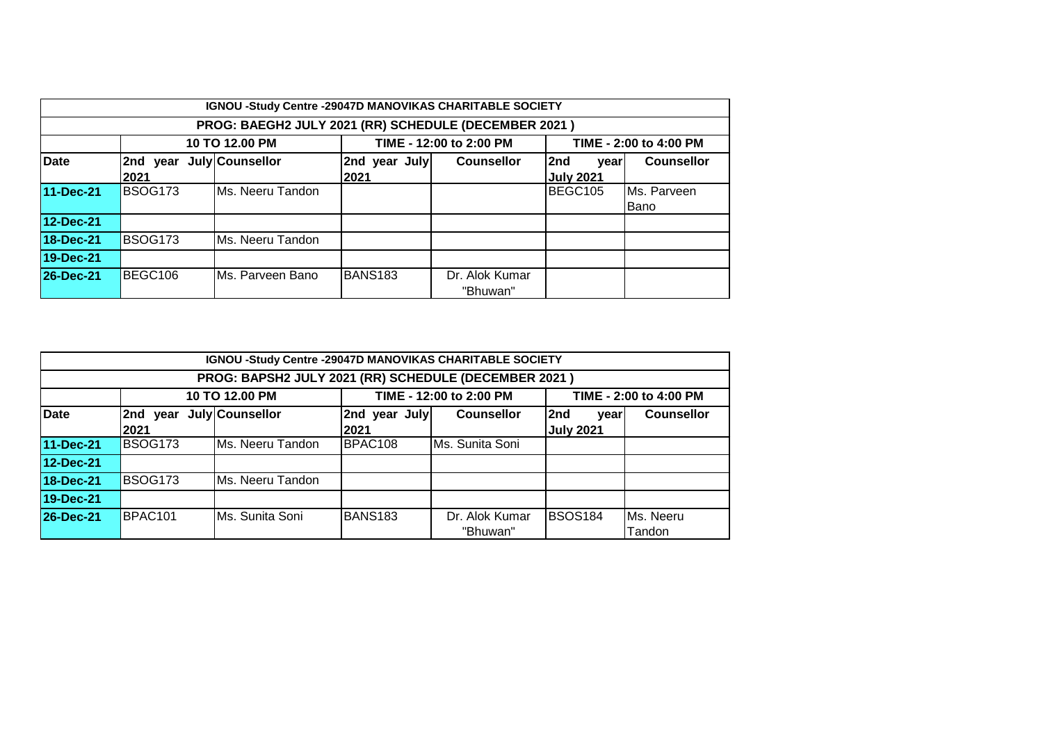| IGNOU -Study Centre -29047D MANOVIKAS CHARITABLE SOCIETY | | | | | | |
|---|---|---|---|---|---|---|
| PROG: BAEGH2 JULY 2021 (RR) SCHEDULE (DECEMBER 2021 ) | | | | | | |
| | 10 TO 12.00 PM | | TIME - 12:00 to 2:00 PM | | TIME - 2:00 to 4:00 PM | |
| Date | 2nd year July 2021 | Counsellor | 2nd year July 2021 | Counsellor | 2nd year July 2021 | Counsellor |
| 11-Dec-21 | BSOG173 | Ms. Neeru Tandon | | | BEGC105 | Ms. Parveen Bano |
| 12-Dec-21 | | | | | | |
| 18-Dec-21 | BSOG173 | Ms. Neeru Tandon | | | | |
| 19-Dec-21 | | | | | | |
| 26-Dec-21 | BEGC106 | Ms. Parveen Bano | BANS183 | Dr. Alok Kumar "Bhuwan" | | |

| IGNOU -Study Centre -29047D MANOVIKAS CHARITABLE SOCIETY | | | | | | |
|---|---|---|---|---|---|---|
| PROG: BAPSH2 JULY 2021 (RR) SCHEDULE (DECEMBER 2021 ) | | | | | | |
| | 10 TO 12.00 PM | | TIME - 12:00 to 2:00 PM | | TIME - 2:00 to 4:00 PM | |
| Date | 2nd year July 2021 | Counsellor | 2nd year July 2021 | Counsellor | 2nd year July 2021 | Counsellor |
| 11-Dec-21 | BSOG173 | Ms. Neeru Tandon | BPAC108 | Ms. Sunita Soni | | |
| 12-Dec-21 | | | | | | |
| 18-Dec-21 | BSOG173 | Ms. Neeru Tandon | | | | |
| 19-Dec-21 | | | | | | |
| 26-Dec-21 | BPAC101 | Ms. Sunita Soni | BANS183 | Dr. Alok Kumar "Bhuwan" | BSOS184 | Ms. Neeru Tandon |